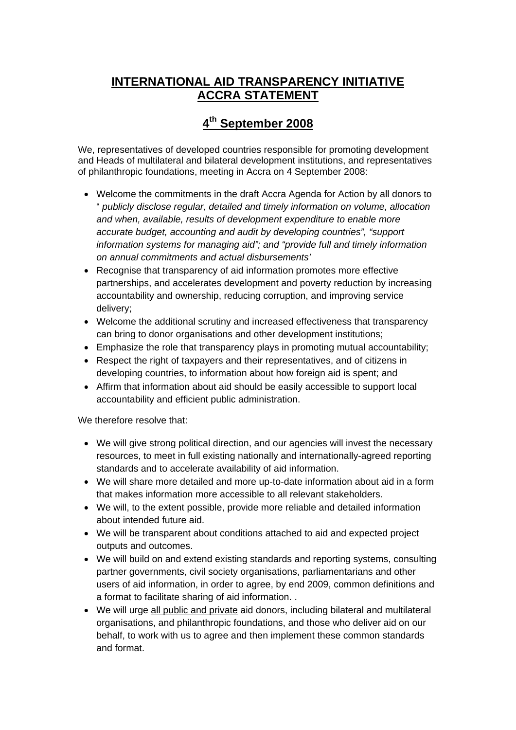# INTERNATIONAL AID TRANSPARENCY INITIATIVE ACCRA STATEMENT

## 4th September 2008

We, representatives of developed countries responsible for promoting development and Heads of multilateral and bilateral development institutions, and representatives of philanthropic foundations, meeting in Accra on 4 September 2008:

- Welcome the commitments in the draft Accra Agenda for Action by all donors to " *publicly disclose regular, detailed and timely information on volume, allocation and when, available, results of development expenditure to enable more accurate budget, accounting and audit by developing countries", "support information systems for managing aid"; and "provide full and timely information on annual commitments and actual disbursements'*
- Recognise that transparency of aid information promotes more effective partnerships, and accelerates development and poverty reduction by increasing accountability and ownership, reducing corruption, and improving service delivery;
- Welcome the additional scrutiny and increased effectiveness that transparency can bring to donor organisations and other development institutions;
- Emphasize the role that transparency plays in promoting mutual accountability;
- Respect the right of taxpayers and their representatives, and of citizens in developing countries, to information about how foreign aid is spent; and
- Affirm that information about aid should be easily accessible to support local accountability and efficient public administration.

We therefore resolve that:

- We will give strong political direction, and our agencies will invest the necessary resources, to meet in full existing nationally and internationally-agreed reporting standards and to accelerate availability of aid information.
- We will share more detailed and more up-to-date information about aid in a form that makes information more accessible to all relevant stakeholders.
- We will, to the extent possible, provide more reliable and detailed information about intended future aid.
- We will be transparent about conditions attached to aid and expected project outputs and outcomes.
- We will build on and extend existing standards and reporting systems, consulting partner governments, civil society organisations, parliamentarians and other users of aid information, in order to agree, by end 2009, common definitions and a format to facilitate sharing of aid information. .
- We will urge <u>all public and private</u> aid donors, including bilateral and multilateral organisations, and philanthropic foundations, and those who deliver aid on our behalf, to work with us to agree and then implement these common standards and format.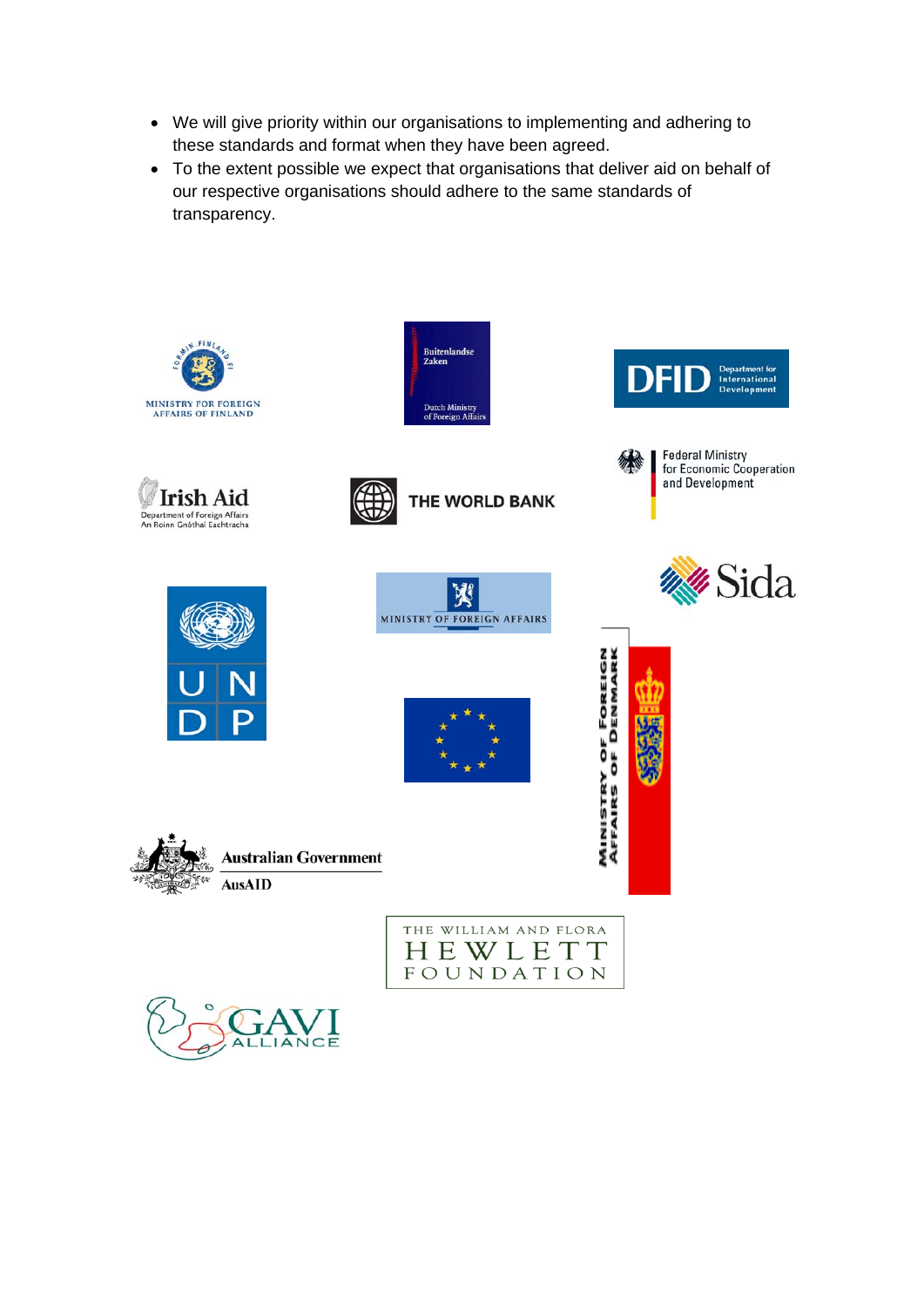- We will give priority within our organisations to implementing and adhering to these standards and format when they have been agreed.
- To the extent possible we expect that organisations that deliver aid on behalf of our respective organisations should adhere to the same standards of transparency.